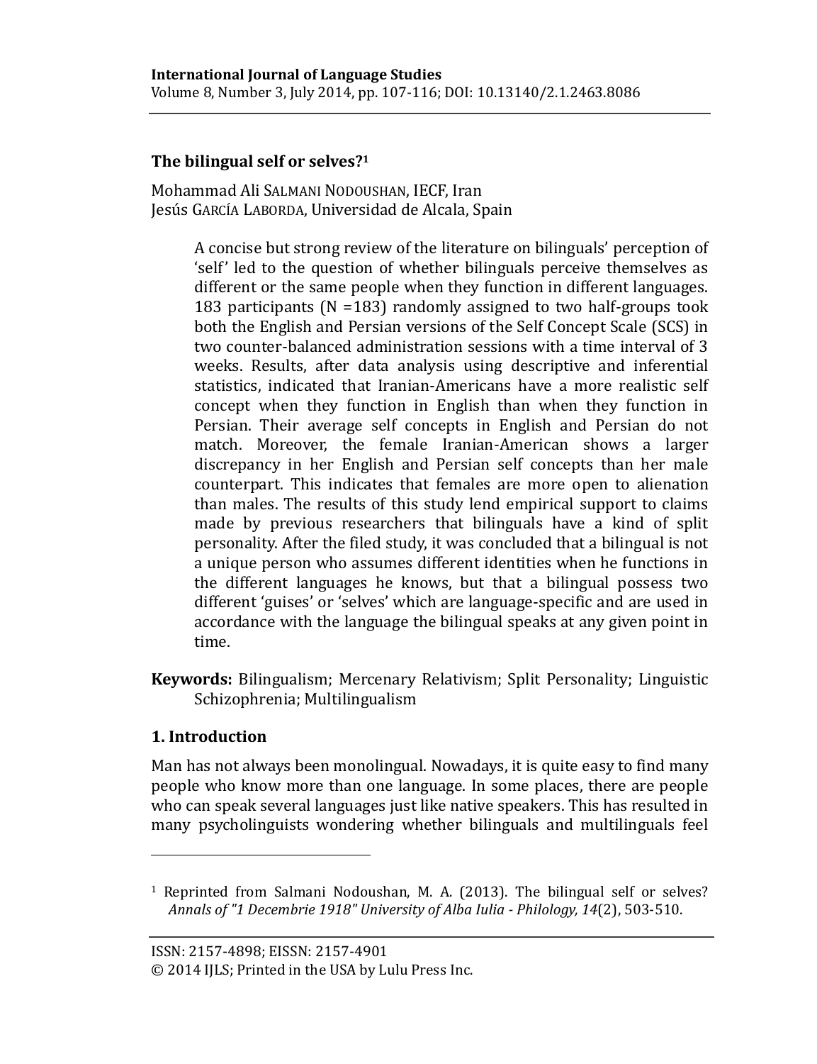# The bilingual self or selves?[1]

Mohammad Ali SALMANI NODOUSHAN, IECF, Iran
Jesús GARCÍA LABORDA, Universidad de Alcala, Spain

> A concise but strong review of the literature on bilinguals' perception of 'self' led to the question of whether bilinguals perceive themselves as different or the same people when they function in different languages. 183 participants (N =183) randomly assigned to two half-groups took both the English and Persian versions of the Self Concept Scale (SCS) in two counter-balanced administration sessions with a time interval of 3 weeks. Results, after data analysis using descriptive and inferential statistics, indicated that Iranian-Americans have a more realistic self concept when they function in English than when they function in Persian. Their average self concepts in English and Persian do not match. Moreover, the female Iranian-American shows a larger discrepancy in her English and Persian self concepts than her male counterpart. This indicates that females are more open to alienation than males. The results of this study lend empirical support to claims made by previous researchers that bilinguals have a kind of split personality. After the filed study, it was concluded that a bilingual is not a unique person who assumes different identities when he functions in the different languages he knows, but that a bilingual possess two different 'guises' or 'selves' which are language-specific and are used in accordance with the language the bilingual speaks at any given point in time.

**Keywords:** Bilingualism; Mercenary Relativism; Split Personality; Linguistic Schizophrenia; Multilingualism

## 1. Introduction

Man has not always been monolingual. Nowadays, it is quite easy to find many people who know more than one language. In some places, there are people who can speak several languages just like native speakers. This has resulted in many psycholinguists wondering whether bilinguals and multilinguals feel

---

[1] Reprinted from Salmani Nodoushan, M. A. (2013). The bilingual self or selves? *Annals of "1 Decembrie 1918" University of Alba Iulia - Philology, 14*(2), 503-510.

ISSN: 2157-4898; EISSN: 2157-4901
© 2014 IJLS; Printed in the USA by Lulu Press Inc.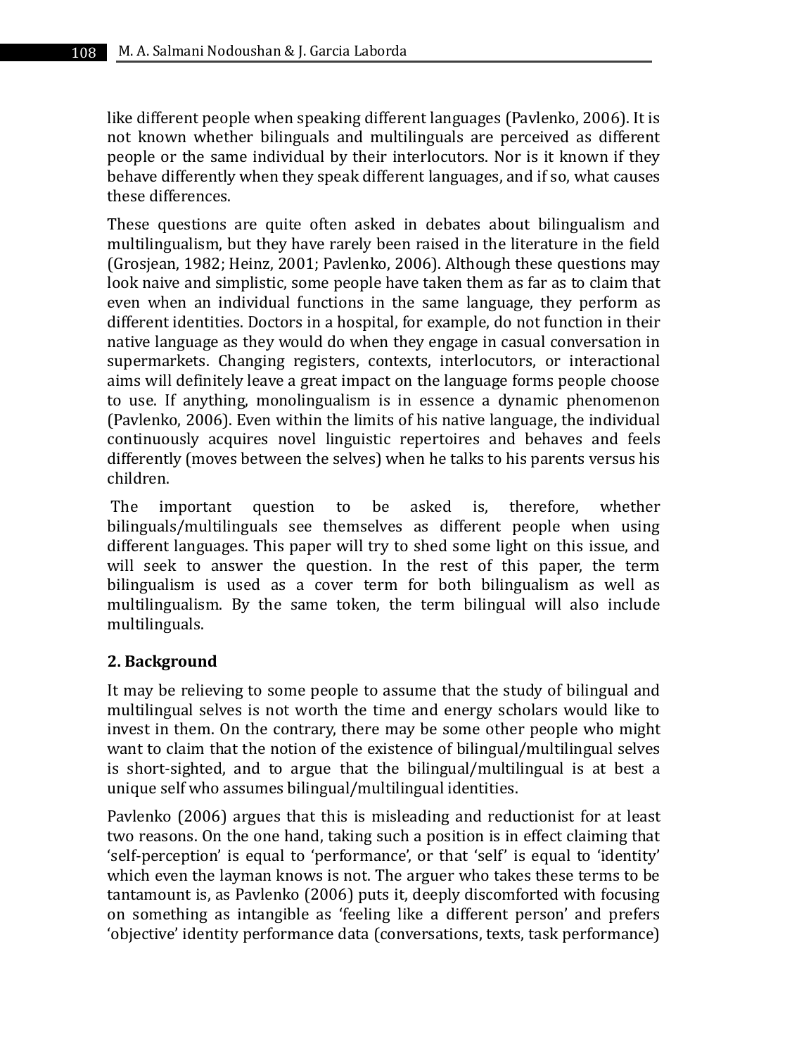like different people when speaking different languages (Pavlenko, 2006). It is not known whether bilinguals and multilinguals are perceived as different people or the same individual by their interlocutors. Nor is it known if they behave differently when they speak different languages, and if so, what causes these differences.

These questions are quite often asked in debates about bilingualism and multilingualism, but they have rarely been raised in the literature in the field (Grosjean, 1982; Heinz, 2001; Pavlenko, 2006). Although these questions may look naive and simplistic, some people have taken them as far as to claim that even when an individual functions in the same language, they perform as different identities. Doctors in a hospital, for example, do not function in their native language as they would do when they engage in casual conversation in supermarkets. Changing registers, contexts, interlocutors, or interactional aims will definitely leave a great impact on the language forms people choose to use. If anything, monolingualism is in essence a dynamic phenomenon (Pavlenko, 2006). Even within the limits of his native language, the individual continuously acquires novel linguistic repertoires and behaves and feels differently (moves between the selves) when he talks to his parents versus his children.

The important question to be asked is, therefore, whether bilinguals/multilinguals see themselves as different people when using different languages. This paper will try to shed some light on this issue, and will seek to answer the question. In the rest of this paper, the term bilingualism is used as a cover term for both bilingualism as well as multilingualism. By the same token, the term bilingual will also include multilinguals.

## 2. Background

It may be relieving to some people to assume that the study of bilingual and multilingual selves is not worth the time and energy scholars would like to invest in them. On the contrary, there may be some other people who might want to claim that the notion of the existence of bilingual/multilingual selves is short-sighted, and to argue that the bilingual/multilingual is at best a unique self who assumes bilingual/multilingual identities.

Pavlenko (2006) argues that this is misleading and reductionist for at least two reasons. On the one hand, taking such a position is in effect claiming that 'self-perception' is equal to 'performance', or that 'self' is equal to 'identity' which even the layman knows is not. The arguer who takes these terms to be tantamount is, as Pavlenko (2006) puts it, deeply discomforted with focusing on something as intangible as 'feeling like a different person' and prefers 'objective' identity performance data (conversations, texts, task performance)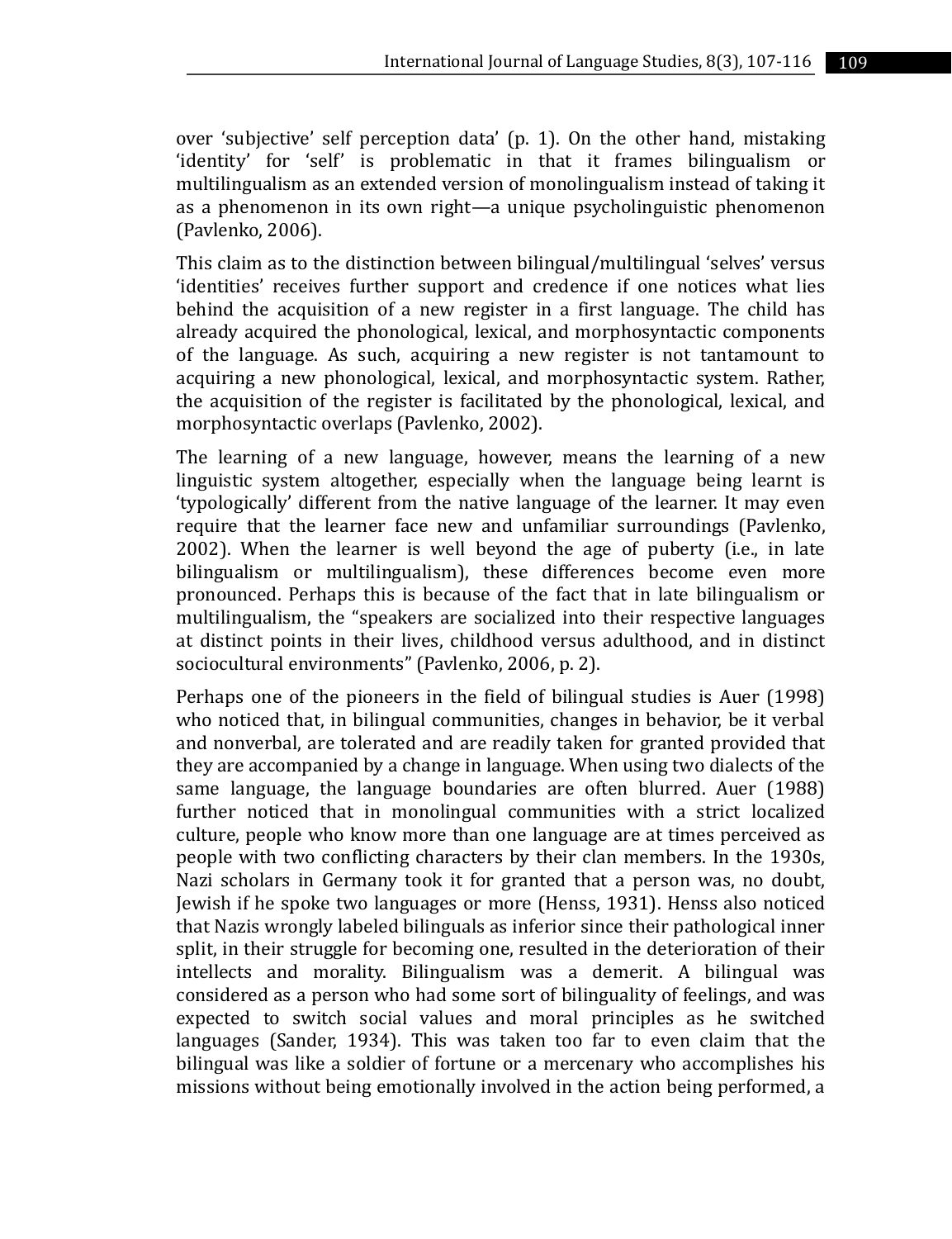over 'subjective' self perception data' (p. 1). On the other hand, mistaking 'identity' for 'self' is problematic in that it frames bilingualism or multilingualism as an extended version of monolingualism instead of taking it as a phenomenon in its own right—a unique psycholinguistic phenomenon (Pavlenko, 2006).

This claim as to the distinction between bilingual/multilingual 'selves' versus 'identities' receives further support and credence if one notices what lies behind the acquisition of a new register in a first language. The child has already acquired the phonological, lexical, and morphosyntactic components of the language. As such, acquiring a new register is not tantamount to acquiring a new phonological, lexical, and morphosyntactic system. Rather, the acquisition of the register is facilitated by the phonological, lexical, and morphosyntactic overlaps (Pavlenko, 2002).

The learning of a new language, however, means the learning of a new linguistic system altogether, especially when the language being learnt is 'typologically' different from the native language of the learner. It may even require that the learner face new and unfamiliar surroundings (Pavlenko, 2002). When the learner is well beyond the age of puberty (i.e., in late bilingualism or multilingualism), these differences become even more pronounced. Perhaps this is because of the fact that in late bilingualism or multilingualism, the "speakers are socialized into their respective languages at distinct points in their lives, childhood versus adulthood, and in distinct sociocultural environments" (Pavlenko, 2006, p. 2).

Perhaps one of the pioneers in the field of bilingual studies is Auer (1998) who noticed that, in bilingual communities, changes in behavior, be it verbal and nonverbal, are tolerated and are readily taken for granted provided that they are accompanied by a change in language. When using two dialects of the same language, the language boundaries are often blurred. Auer (1988) further noticed that in monolingual communities with a strict localized culture, people who know more than one language are at times perceived as people with two conflicting characters by their clan members. In the 1930s, Nazi scholars in Germany took it for granted that a person was, no doubt, Jewish if he spoke two languages or more (Henss, 1931). Henss also noticed that Nazis wrongly labeled bilinguals as inferior since their pathological inner split, in their struggle for becoming one, resulted in the deterioration of their intellects and morality. Bilingualism was a demerit. A bilingual was considered as a person who had some sort of bilinguality of feelings, and was expected to switch social values and moral principles as he switched languages (Sander, 1934). This was taken too far to even claim that the bilingual was like a soldier of fortune or a mercenary who accomplishes his missions without being emotionally involved in the action being performed, a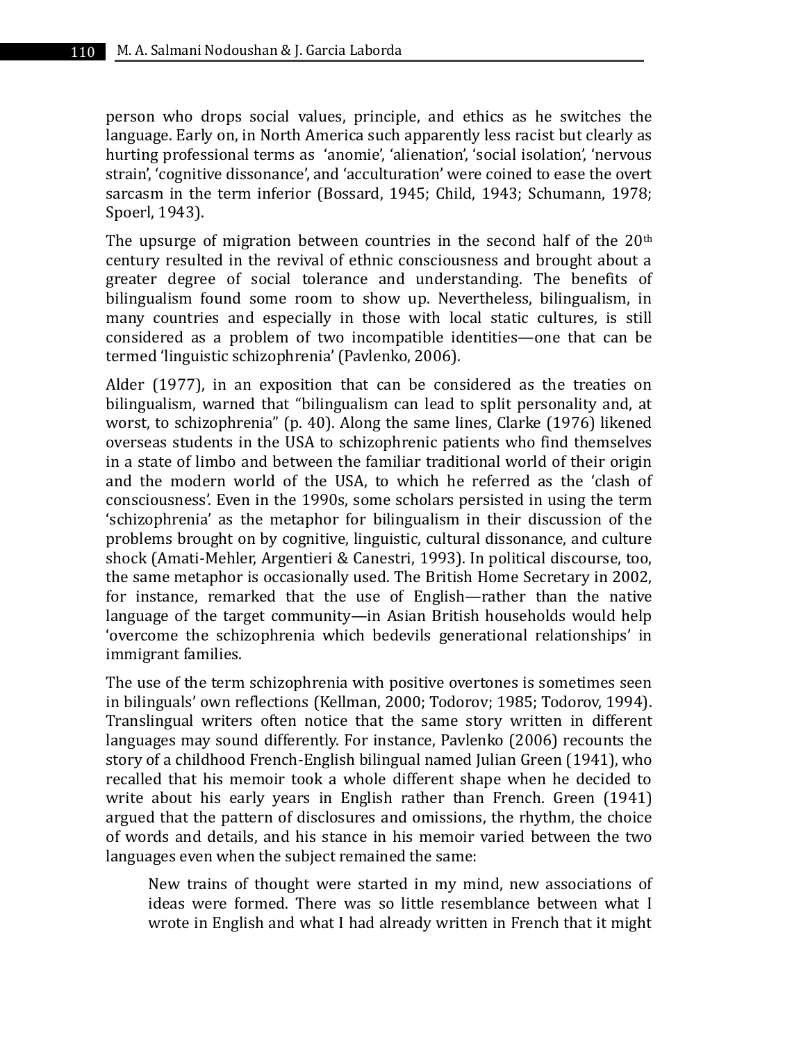person who drops social values, principle, and ethics as he switches the language. Early on, in North America such apparently less racist but clearly as hurting professional terms as 'anomie', 'alienation', 'social isolation', 'nervous strain', 'cognitive dissonance', and 'acculturation' were coined to ease the overt sarcasm in the term inferior (Bossard, 1945; Child, 1943; Schumann, 1978; Spoerl, 1943).

The upsurge of migration between countries in the second half of the 20th century resulted in the revival of ethnic consciousness and brought about a greater degree of social tolerance and understanding. The benefits of bilingualism found some room to show up. Nevertheless, bilingualism, in many countries and especially in those with local static cultures, is still considered as a problem of two incompatible identities—one that can be termed 'linguistic schizophrenia' (Pavlenko, 2006).

Alder (1977), in an exposition that can be considered as the treaties on bilingualism, warned that "bilingualism can lead to split personality and, at worst, to schizophrenia" (p. 40). Along the same lines, Clarke (1976) likened overseas students in the USA to schizophrenic patients who find themselves in a state of limbo and between the familiar traditional world of their origin and the modern world of the USA, to which he referred as the 'clash of consciousness'. Even in the 1990s, some scholars persisted in using the term 'schizophrenia' as the metaphor for bilingualism in their discussion of the problems brought on by cognitive, linguistic, cultural dissonance, and culture shock (Amati-Mehler, Argentieri & Canestri, 1993). In political discourse, too, the same metaphor is occasionally used. The British Home Secretary in 2002, for instance, remarked that the use of English—rather than the native language of the target community—in Asian British households would help 'overcome the schizophrenia which bedevils generational relationships' in immigrant families.

The use of the term schizophrenia with positive overtones is sometimes seen in bilinguals' own reflections (Kellman, 2000; Todorov; 1985; Todorov, 1994). Translingual writers often notice that the same story written in different languages may sound differently. For instance, Pavlenko (2006) recounts the story of a childhood French-English bilingual named Julian Green (1941), who recalled that his memoir took a whole different shape when he decided to write about his early years in English rather than French. Green (1941) argued that the pattern of disclosures and omissions, the rhythm, the choice of words and details, and his stance in his memoir varied between the two languages even when the subject remained the same:

> New trains of thought were started in my mind, new associations of ideas were formed. There was so little resemblance between what I wrote in English and what I had already written in French that it might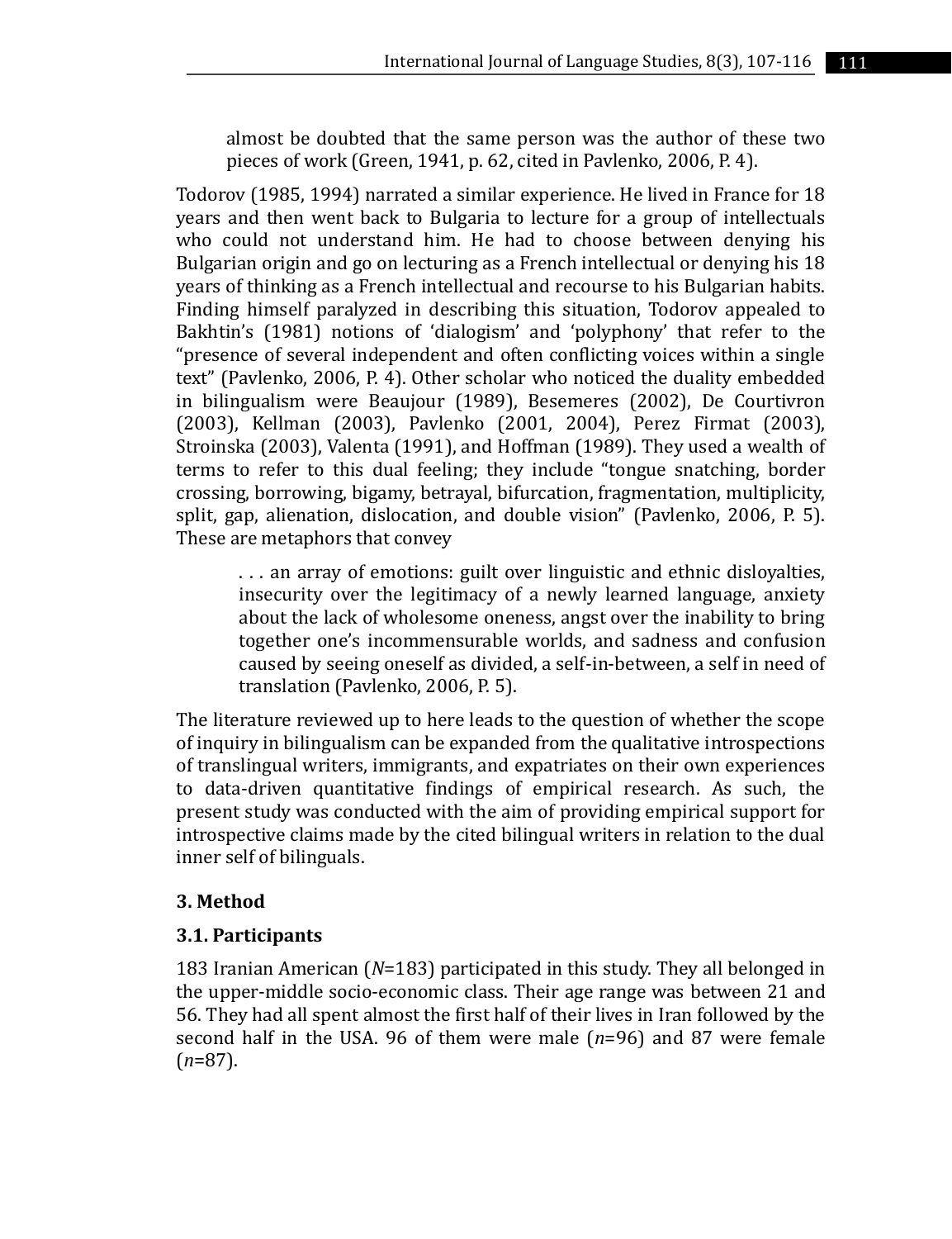> almost be doubted that the same person was the author of these two pieces of work (Green, 1941, p. 62, cited in Pavlenko, 2006, P. 4).

Todorov (1985, 1994) narrated a similar experience. He lived in France for 18 years and then went back to Bulgaria to lecture for a group of intellectuals who could not understand him. He had to choose between denying his Bulgarian origin and go on lecturing as a French intellectual or denying his 18 years of thinking as a French intellectual and recourse to his Bulgarian habits. Finding himself paralyzed in describing this situation, Todorov appealed to Bakhtin's (1981) notions of 'dialogism' and 'polyphony' that refer to the "presence of several independent and often conflicting voices within a single text" (Pavlenko, 2006, P. 4). Other scholar who noticed the duality embedded in bilingualism were Beaujour (1989), Besemeres (2002), De Courtivron (2003), Kellman (2003), Pavlenko (2001, 2004), Perez Firmat (2003), Stroinska (2003), Valenta (1991), and Hoffman (1989). They used a wealth of terms to refer to this dual feeling; they include "tongue snatching, border crossing, borrowing, bigamy, betrayal, bifurcation, fragmentation, multiplicity, split, gap, alienation, dislocation, and double vision" (Pavlenko, 2006, P. 5). These are metaphors that convey

> . . . an array of emotions: guilt over linguistic and ethnic disloyalties, insecurity over the legitimacy of a newly learned language, anxiety about the lack of wholesome oneness, angst over the inability to bring together one's incommensurable worlds, and sadness and confusion caused by seeing oneself as divided, a self-in-between, a self in need of translation (Pavlenko, 2006, P. 5).

The literature reviewed up to here leads to the question of whether the scope of inquiry in bilingualism can be expanded from the qualitative introspections of translingual writers, immigrants, and expatriates on their own experiences to data-driven quantitative findings of empirical research. As such, the present study was conducted with the aim of providing empirical support for introspective claims made by the cited bilingual writers in relation to the dual inner self of bilinguals.

## 3. Method

### 3.1. Participants

183 Iranian American ($N$=183) participated in this study. They all belonged in the upper-middle socio-economic class. Their age range was between 21 and 56. They had all spent almost the first half of their lives in Iran followed by the second half in the USA. 96 of them were male ($n$=96) and 87 were female ($n$=87).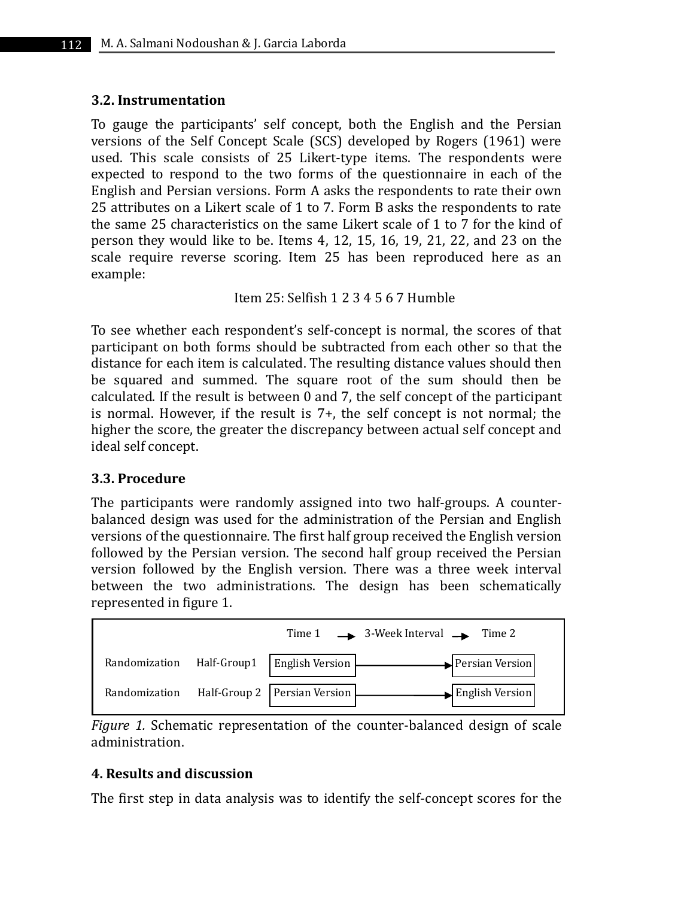### 3.2. Instrumentation

To gauge the participants' self concept, both the English and the Persian versions of the Self Concept Scale (SCS) developed by Rogers (1961) were used. This scale consists of 25 Likert-type items. The respondents were expected to respond to the two forms of the questionnaire in each of the English and Persian versions. Form A asks the respondents to rate their own 25 attributes on a Likert scale of 1 to 7. Form B asks the respondents to rate the same 25 characteristics on the same Likert scale of 1 to 7 for the kind of person they would like to be. Items 4, 12, 15, 16, 19, 21, 22, and 23 on the scale require reverse scoring. Item 25 has been reproduced here as an example:

Item 25: Selfish 1 2 3 4 5 6 7 Humble

To see whether each respondent's self-concept is normal, the scores of that participant on both forms should be subtracted from each other so that the distance for each item is calculated. The resulting distance values should then be squared and summed. The square root of the sum should then be calculated. If the result is between 0 and 7, the self concept of the participant is normal. However, if the result is 7+, the self concept is not normal; the higher the score, the greater the discrepancy between actual self concept and ideal self concept.

### 3.3. Procedure

The participants were randomly assigned into two half-groups. A counter-balanced design was used for the administration of the Persian and English versions of the questionnaire. The first half group received the English version followed by the Persian version. The second half group received the Persian version followed by the English version. There was a three week interval between the two administrations. The design has been schematically represented in figure 1.

| | | Time 1 | → 3-Week Interval → | Time 2 |
|---|---|---|---|---|
| Randomization | Half-Group1 | English Version | → | Persian Version |
| Randomization | Half-Group 2 | Persian Version | → | English Version |

*Figure 1.* Schematic representation of the counter-balanced design of scale administration.

## 4. Results and discussion

The first step in data analysis was to identify the self-concept scores for the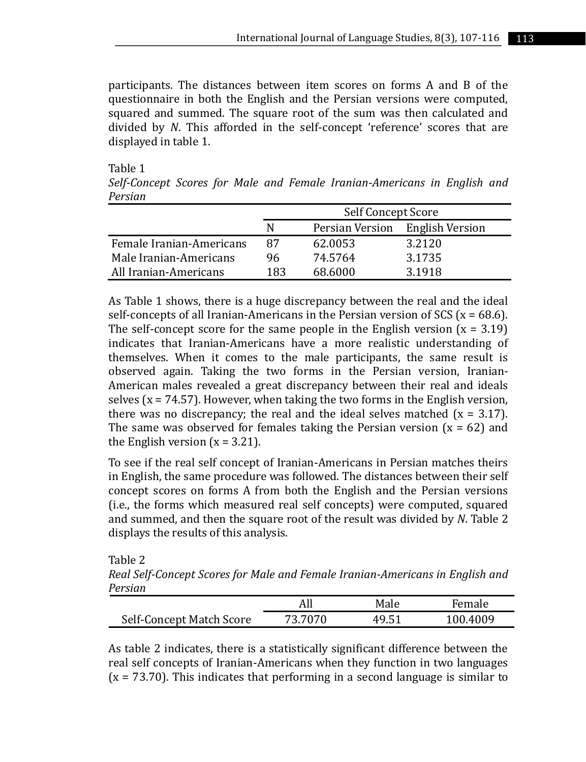participants. The distances between item scores on forms A and B of the questionnaire in both the English and the Persian versions were computed, squared and summed. The square root of the sum was then calculated and divided by *N*. This afforded in the self-concept 'reference' scores that are displayed in table 1.

Table 1
*Self-Concept Scores for Male and Female Iranian-Americans in English and Persian*

| | Self Concept Score | | |
|---|---|---|---|
| | N | Persian Version | English Version |
| Female Iranian-Americans | 87 | 62.0053 | 3.2120 |
| Male Iranian-Americans | 96 | 74.5764 | 3.1735 |
| All Iranian-Americans | 183 | 68.6000 | 3.1918 |

As Table 1 shows, there is a huge discrepancy between the real and the ideal self-concepts of all Iranian-Americans in the Persian version of SCS ($x = 68.6$). The self-concept score for the same people in the English version ($x = 3.19$) indicates that Iranian-Americans have a more realistic understanding of themselves. When it comes to the male participants, the same result is observed again. Taking the two forms in the Persian version, Iranian-American males revealed a great discrepancy between their real and ideals selves ($x = 74.57$). However, when taking the two forms in the English version, there was no discrepancy; the real and the ideal selves matched ($x = 3.17$). The same was observed for females taking the Persian version ($x = 62$) and the English version ($x = 3.21$).

To see if the real self concept of Iranian-Americans in Persian matches theirs in English, the same procedure was followed. The distances between their self concept scores on forms A from both the English and the Persian versions (i.e., the forms which measured real self concepts) were computed, squared and summed, and then the square root of the result was divided by *N*. Table 2 displays the results of this analysis.

Table 2
*Real Self-Concept Scores for Male and Female Iranian-Americans in English and Persian*

| | All | Male | Female |
|---|---|---|---|
| Self-Concept Match Score | 73.7070 | 49.51 | 100.4009 |

As table 2 indicates, there is a statistically significant difference between the real self concepts of Iranian-Americans when they function in two languages ($x = 73.70$). This indicates that performing in a second language is similar to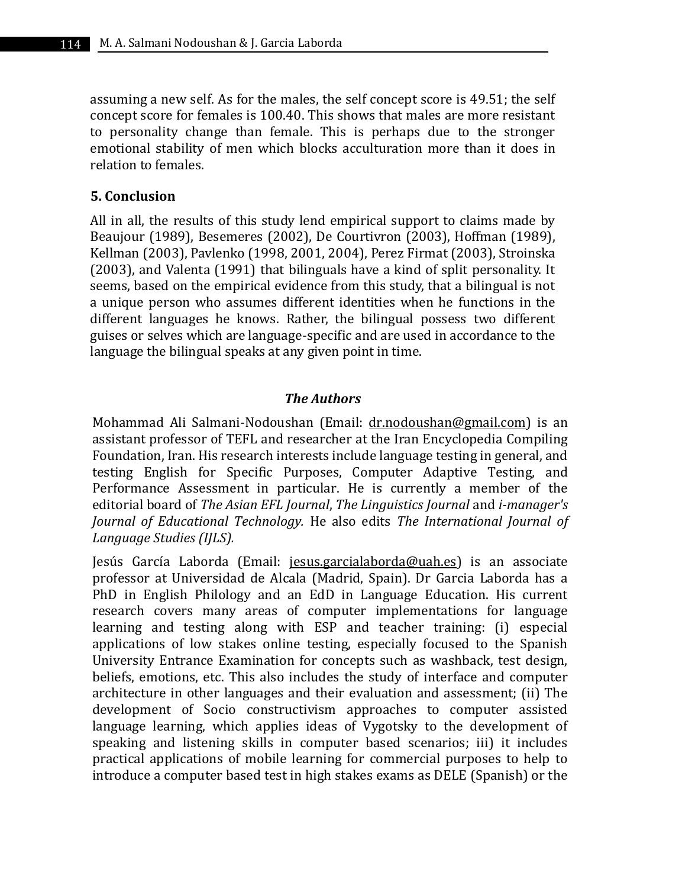assuming a new self. As for the males, the self concept score is 49.51; the self concept score for females is 100.40. This shows that males are more resistant to personality change than female. This is perhaps due to the stronger emotional stability of men which blocks acculturation more than it does in relation to females.

## 5. Conclusion

All in all, the results of this study lend empirical support to claims made by Beaujour (1989), Besemeres (2002), De Courtivron (2003), Hoffman (1989), Kellman (2003), Pavlenko (1998, 2001, 2004), Perez Firmat (2003), Stroinska (2003), and Valenta (1991) that bilinguals have a kind of split personality. It seems, based on the empirical evidence from this study, that a bilingual is not a unique person who assumes different identities when he functions in the different languages he knows. Rather, the bilingual possess two different guises or selves which are language-specific and are used in accordance to the language the bilingual speaks at any given point in time.

### *The Authors*

Mohammad Ali Salmani-Nodoushan (Email: dr.nodoushan@gmail.com) is an assistant professor of TEFL and researcher at the Iran Encyclopedia Compiling Foundation, Iran. His research interests include language testing in general, and testing English for Specific Purposes, Computer Adaptive Testing, and Performance Assessment in particular. He is currently a member of the editorial board of *The Asian EFL Journal*, *The Linguistics Journal* and *i-manager's Journal of Educational Technology.* He also edits *The International Journal of Language Studies (IJLS).*

Jesús García Laborda (Email: jesus.garcialaborda@uah.es) is an associate professor at Universidad de Alcala (Madrid, Spain). Dr Garcia Laborda has a PhD in English Philology and an EdD in Language Education. His current research covers many areas of computer implementations for language learning and testing along with ESP and teacher training: (i) especial applications of low stakes online testing, especially focused to the Spanish University Entrance Examination for concepts such as washback, test design, beliefs, emotions, etc. This also includes the study of interface and computer architecture in other languages and their evaluation and assessment; (ii) The development of Socio constructivism approaches to computer assisted language learning, which applies ideas of Vygotsky to the development of speaking and listening skills in computer based scenarios; iii) it includes practical applications of mobile learning for commercial purposes to help to introduce a computer based test in high stakes exams as DELE (Spanish) or the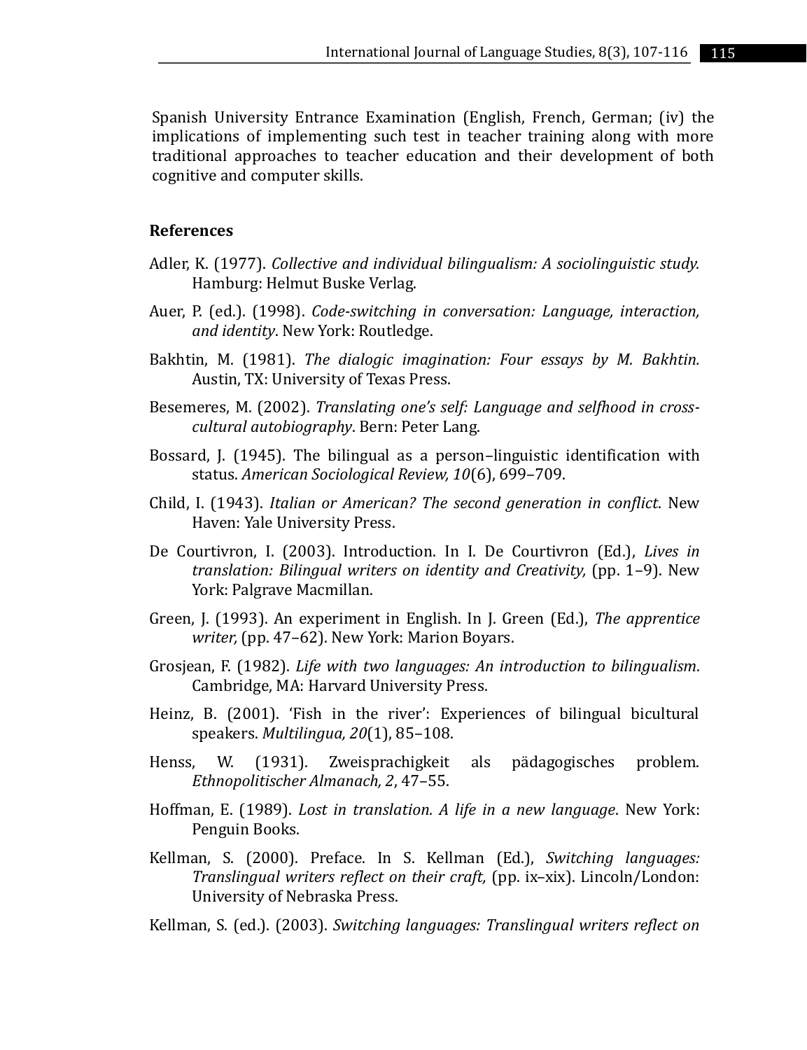Spanish University Entrance Examination (English, French, German; (iv) the implications of implementing such test in teacher training along with more traditional approaches to teacher education and their development of both cognitive and computer skills.

## References

Adler, K. (1977). *Collective and individual bilingualism: A sociolinguistic study.* Hamburg: Helmut Buske Verlag.

Auer, P. (ed.). (1998). *Code-switching in conversation: Language, interaction, and identity*. New York: Routledge.

Bakhtin, M. (1981). *The dialogic imagination: Four essays by M. Bakhtin.* Austin, TX: University of Texas Press.

Besemeres, M. (2002). *Translating one's self: Language and selfhood in cross-cultural autobiography*. Bern: Peter Lang.

Bossard, J. (1945). The bilingual as a person–linguistic identification with status. *American Sociological Review, 10*(6), 699–709.

Child, I. (1943). *Italian or American? The second generation in conflict*. New Haven: Yale University Press.

De Courtivron, I. (2003). Introduction. In I. De Courtivron (Ed.), *Lives in translation: Bilingual writers on identity and Creativity,* (pp. 1–9). New York: Palgrave Macmillan.

Green, J. (1993). An experiment in English. In J. Green (Ed.), *The apprentice writer,* (pp. 47–62). New York: Marion Boyars.

Grosjean, F. (1982). *Life with two languages: An introduction to bilingualism*. Cambridge, MA: Harvard University Press.

Heinz, B. (2001). 'Fish in the river': Experiences of bilingual bicultural speakers. *Multilingua, 20*(1), 85–108.

Henss, W. (1931). Zweisprachigkeit als pädagogisches problem. *Ethnopolitischer Almanach, 2*, 47–55.

Hoffman, E. (1989). *Lost in translation. A life in a new language*. New York: Penguin Books.

Kellman, S. (2000). Preface. In S. Kellman (Ed.), *Switching languages: Translingual writers reflect on their craft,* (pp. ix–xix). Lincoln/London: University of Nebraska Press.

Kellman, S. (ed.). (2003). *Switching languages: Translingual writers reflect on*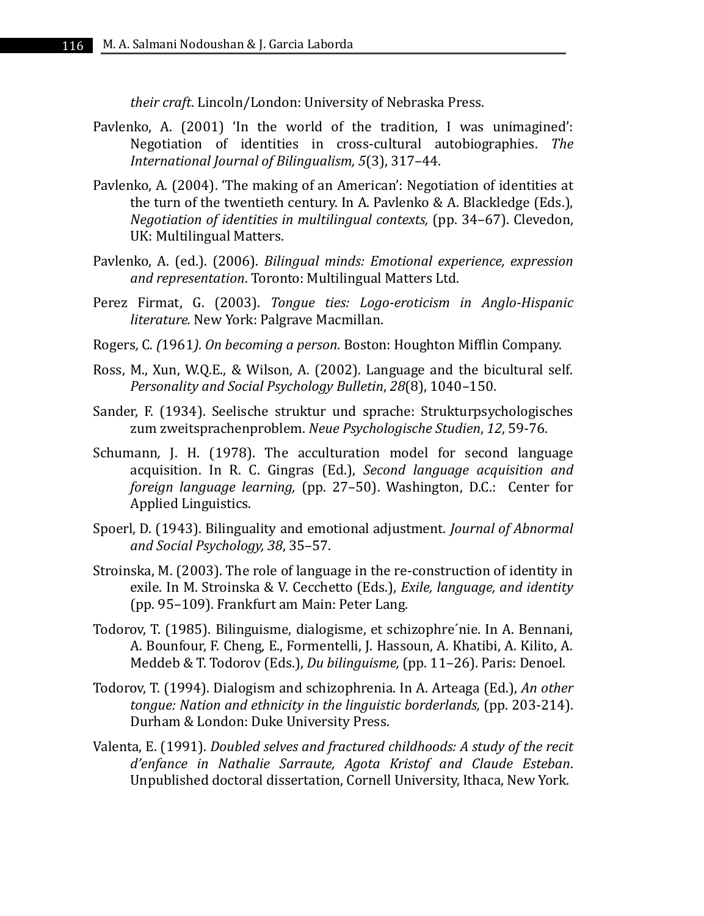*their craft*. Lincoln/London: University of Nebraska Press.

Pavlenko, A. (2001) 'In the world of the tradition, I was unimagined': Negotiation of identities in cross-cultural autobiographies. *The International Journal of Bilingualism, 5*(3), 317–44.

Pavlenko, A. (2004). 'The making of an American': Negotiation of identities at the turn of the twentieth century. In A. Pavlenko & A. Blackledge (Eds.), *Negotiation of identities in multilingual contexts,* (pp. 34–67). Clevedon, UK: Multilingual Matters.

Pavlenko, A. (ed.). (2006). *Bilingual minds: Emotional experience, expression and representation*. Toronto: Multilingual Matters Ltd.

Perez Firmat, G. (2003). *Tongue ties: Logo-eroticism in Anglo-Hispanic literature.* New York: Palgrave Macmillan.

Rogers*,* C. *(*1961*). On becoming a person*. Boston: Houghton Mifflin Company.

Ross, M., Xun, W.Q.E., & Wilson, A. (2002). Language and the bicultural self. *Personality and Social Psychology Bulletin*, *28*(8), 1040–150.

Sander, F. (1934). Seelische struktur und sprache: Strukturpsychologisches zum zweitsprachenproblem. *Neue Psychologische Studien*, *12*, 59-76.

Schumann*,* J. H. (1978). The acculturation model for second language acquisition. In R. C. Gingras (Ed.), *Second language acquisition and foreign language learning,* (pp. 27–50). Washington, D.C.: Center for Applied Linguistics.

Spoerl, D. (1943). Bilinguality and emotional adjustment. *Journal of Abnormal and Social Psychology, 38*, 35–57.

Stroinska, M. (2003). The role of language in the re-construction of identity in exile. In M. Stroinska & V. Cecchetto (Eds.), *Exile, language, and identity* (pp. 95–109). Frankfurt am Main: Peter Lang.

Todorov, T. (1985). Bilinguisme, dialogisme, et schizophre´nie. In A. Bennani, A. Bounfour, F. Cheng, E., Formentelli, J. Hassoun, A. Khatibi, A. Kilito, A. Meddeb & T. Todorov (Eds.), *Du bilinguisme,* (pp. 11–26). Paris: Denoel.

Todorov, T. (1994). Dialogism and schizophrenia. In A. Arteaga (Ed.), *An other tongue: Nation and ethnicity in the linguistic borderlands,* (pp. 203-214). Durham & London: Duke University Press.

Valenta, E. (1991). *Doubled selves and fractured childhoods: A study of the recit d'enfance in Nathalie Sarraute, Agota Kristof and Claude Esteban*. Unpublished doctoral dissertation, Cornell University, Ithaca, New York.